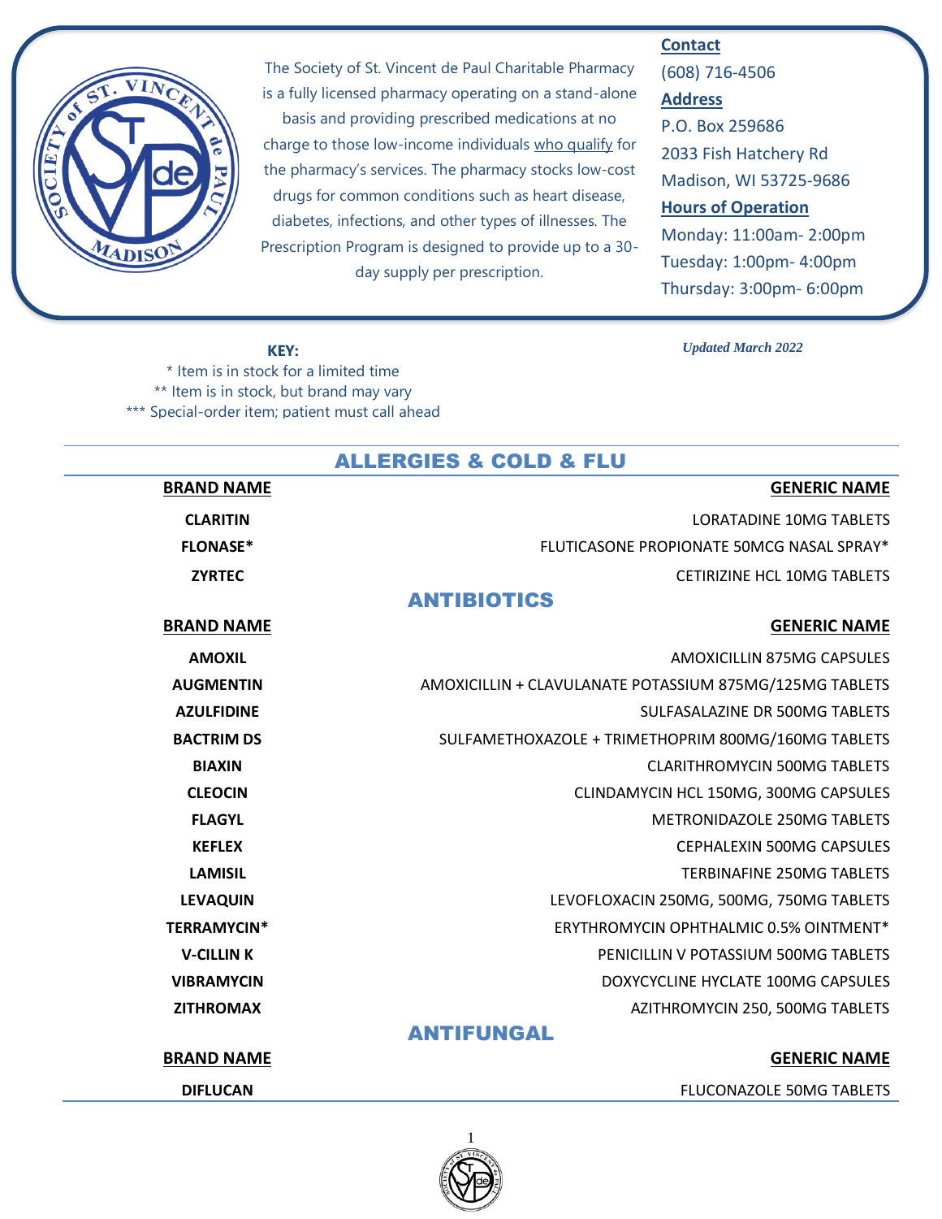The Society of St. Vincent de Paul Charitable Pharmacy is a fully licensed pharmacy operating on a stand-alone basis and providing prescribed medications at no charge to those low-income individuals who qualify for the pharmacy's services. The pharmacy stocks low-cost drugs for common conditions such as heart disease, diabetes, infections, and other types of illnesses. The Prescription Program is designed to provide up to a 30-day supply per prescription.

**Contact**

(608) 716-4506

**Address**

P.O. Box 259686
2033 Fish Hatchery Rd
Madison, WI 53725-9686

**Hours of Operation**

Monday: 11:00am- 2:00pm
Tuesday: 1:00pm- 4:00pm
Thursday: 3:00pm- 6:00pm

**KEY:**

* Item is in stock for a limited time
** Item is in stock, but brand may vary
*** Special-order item; patient must call ahead

*Updated March 2022*

## ALLERGIES & COLD & FLU

| BRAND NAME | GENERIC NAME |
| --- | --- |
| CLARITIN | LORATADINE 10MG TABLETS |
| FLONASE* | FLUTICASONE PROPIONATE 50MCG NASAL SPRAY* |
| ZYRTEC | CETIRIZINE HCL 10MG TABLETS |

## ANTIBIOTICS

| BRAND NAME | GENERIC NAME |
| --- | --- |
| AMOXIL | AMOXICILLIN 875MG CAPSULES |
| AUGMENTIN | AMOXICILLIN + CLAVULANATE POTASSIUM 875MG/125MG TABLETS |
| AZULFIDINE | SULFASALAZINE DR 500MG TABLETS |
| BACTRIM DS | SULFAMETHOXAZOLE + TRIMETHOPRIM 800MG/160MG TABLETS |
| BIAXIN | CLARITHROMYCIN 500MG TABLETS |
| CLEOCIN | CLINDAMYCIN HCL 150MG, 300MG CAPSULES |
| FLAGYL | METRONIDAZOLE 250MG TABLETS |
| KEFLEX | CEPHALEXIN 500MG CAPSULES |
| LAMISIL | TERBINAFINE 250MG TABLETS |
| LEVAQUIN | LEVOFLOXACIN 250MG, 500MG, 750MG TABLETS |
| TERRAMYCIN* | ERYTHROMYCIN OPHTHALMIC 0.5% OINTMENT* |
| V-CILLIN K | PENICILLIN V POTASSIUM 500MG TABLETS |
| VIBRAMYCIN | DOXYCYCLINE HYCLATE 100MG CAPSULES |
| ZITHROMAX | AZITHROMYCIN 250, 500MG TABLETS |

## ANTIFUNGAL

| BRAND NAME | GENERIC NAME |
| --- | --- |
| DIFLUCAN | FLUCONAZOLE 50MG TABLETS |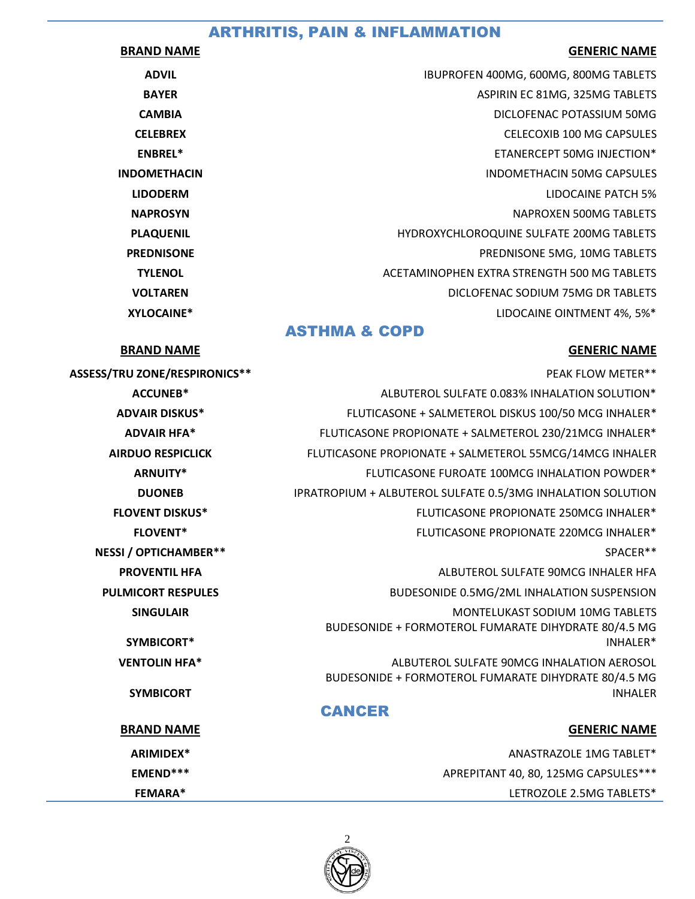## ARTHRITIS, PAIN & INFLAMMATION

| BRAND NAME | GENERIC NAME |
|---|---|
| ADVIL | IBUPROFEN 400MG, 600MG, 800MG TABLETS |
| BAYER | ASPIRIN EC 81MG, 325MG TABLETS |
| CAMBIA | DICLOFENAC POTASSIUM 50MG |
| CELEBREX | CELECOXIB 100 MG CAPSULES |
| ENBREL* | ETANERCEPT 50MG INJECTION* |
| INDOMETHACIN | INDOMETHACIN 50MG CAPSULES |
| LIDODERM | LIDOCAINE PATCH 5% |
| NAPROSYN | NAPROXEN 500MG TABLETS |
| PLAQUENIL | HYDROXYCHLOROQUINE SULFATE 200MG TABLETS |
| PREDNISONE | PREDNISONE 5MG, 10MG TABLETS |
| TYLENOL | ACETAMINOPHEN EXTRA STRENGTH 500 MG TABLETS |
| VOLTAREN | DICLOFENAC SODIUM 75MG DR TABLETS |
| XYLOCAINE* | LIDOCAINE OINTMENT 4%, 5%* |

## ASTHMA & COPD

| BRAND NAME | GENERIC NAME |
|---|---|
| ASSESS/TRU ZONE/RESPIRONICS** | PEAK FLOW METER** |
| ACCUNEB* | ALBUTEROL SULFATE 0.083% INHALATION SOLUTION* |
| ADVAIR DISKUS* | FLUTICASONE + SALMETEROL DISKUS 100/50 MCG INHALER* |
| ADVAIR HFA* | FLUTICASONE PROPIONATE + SALMETEROL 230/21MCG INHALER* |
| AIRDUO RESPICLICK | FLUTICASONE PROPIONATE + SALMETEROL 55MCG/14MCG INHALER |
| ARNUITY* | FLUTICASONE FUROATE 100MCG INHALATION POWDER* |
| DUONEB | IPRATROPIUM + ALBUTEROL SULFATE 0.5/3MG INHALATION SOLUTION |
| FLOVENT DISKUS* | FLUTICASONE PROPIONATE 250MCG INHALER* |
| FLOVENT* | FLUTICASONE PROPIONATE 220MCG INHALER* |
| NESSI / OPTICHAMBER** | SPACER** |
| PROVENTIL HFA | ALBUTEROL SULFATE 90MCG INHALER HFA |
| PULMICORT RESPULES | BUDESONIDE 0.5MG/2ML INHALATION SUSPENSION |
| SINGULAIR | MONTELUKAST SODIUM 10MG TABLETS |
| SYMBICORT* | BUDESONIDE + FORMOTEROL FUMARATE DIHYDRATE 80/4.5 MG INHALER* |
| VENTOLIN HFA* | ALBUTEROL SULFATE 90MCG INHALATION AEROSOL |
| SYMBICORT | BUDESONIDE + FORMOTEROL FUMARATE DIHYDRATE 80/4.5 MG INHALER |

## CANCER

| BRAND NAME | GENERIC NAME |
|---|---|
| ARIMIDEX* | ANASTRAZOLE 1MG TABLET* |
| EMEND*** | APREPITANT 40, 80, 125MG CAPSULES*** |
| FEMARA* | LETROZOLE 2.5MG TABLETS* |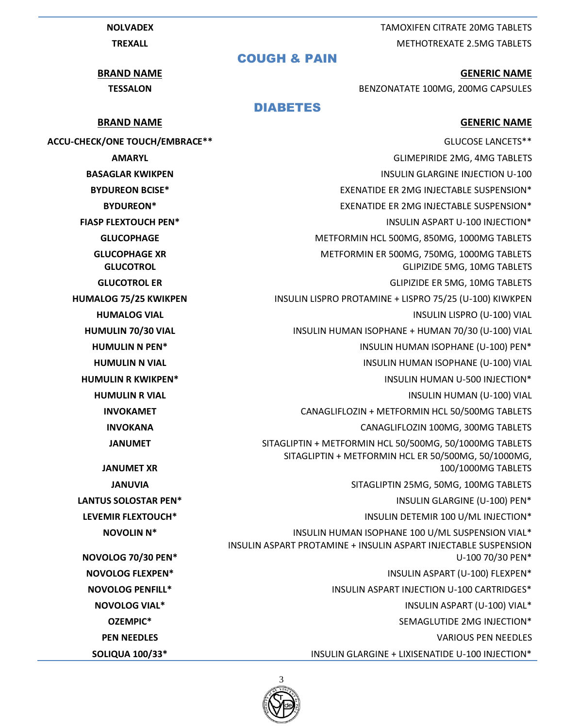| | |
|---|---|
| **NOLVADEX** | TAMOXIFEN CITRATE 20MG TABLETS |
| **TREXALL** | METHOTREXATE 2.5MG TABLETS |

## COUGH & PAIN

| BRAND NAME | GENERIC NAME |
|---|---|
| **TESSALON** | BENZONATATE 100MG, 200MG CAPSULES |

## DIABETES

| BRAND NAME | GENERIC NAME |
|---|---|
| **ACCU-CHECK/ONE TOUCH/EMBRACE**** | GLUCOSE LANCETS** |
| **AMARYL** | GLIMEPIRIDE 2MG, 4MG TABLETS |
| **BASAGLAR KWIKPEN** | INSULIN GLARGINE INJECTION U-100 |
| **BYDUREON BCISE*** | EXENATIDE ER 2MG INJECTABLE SUSPENSION* |
| **BYDUREON*** | EXENATIDE ER 2MG INJECTABLE SUSPENSION* |
| **FIASP FLEXTOUCH PEN*** | INSULIN ASPART U-100 INJECTION* |
| **GLUCOPHAGE** | METFORMIN HCL 500MG, 850MG, 1000MG TABLETS |
| **GLUCOPHAGE XR** | METFORMIN ER 500MG, 750MG, 1000MG TABLETS |
| **GLUCOTROL** | GLIPIZIDE 5MG, 10MG TABLETS |
| **GLUCOTROL ER** | GLIPIZIDE ER 5MG, 10MG TABLETS |
| **HUMALOG 75/25 KWIKPEN** | INSULIN LISPRO PROTAMINE + LISPRO 75/25 (U-100) KIWKPEN |
| **HUMALOG VIAL** | INSULIN LISPRO (U-100) VIAL |
| **HUMULIN 70/30 VIAL** | INSULIN HUMAN ISOPHANE + HUMAN 70/30 (U-100) VIAL |
| **HUMULIN N PEN*** | INSULIN HUMAN ISOPHANE (U-100) PEN* |
| **HUMULIN N VIAL** | INSULIN HUMAN ISOPHANE (U-100) VIAL |
| **HUMULIN R KWIKPEN*** | INSULIN HUMAN U-500 INJECTION* |
| **HUMULIN R VIAL** | INSULIN HUMAN (U-100) VIAL |
| **INVOKAMET** | CANAGLIFLOZIN + METFORMIN HCL 50/500MG TABLETS |
| **INVOKANA** | CANAGLIFLOZIN 100MG, 300MG TABLETS |
| **JANUMET** | SITAGLIPTIN + METFORMIN HCL 50/500MG, 50/1000MG TABLETS |
| **JANUMET XR** | SITAGLIPTIN + METFORMIN HCL ER 50/500MG, 50/1000MG, 100/1000MG TABLETS |
| **JANUVIA** | SITAGLIPTIN 25MG, 50MG, 100MG TABLETS |
| **LANTUS SOLOSTAR PEN*** | INSULIN GLARGINE (U-100) PEN* |
| **LEVEMIR FLEXTOUCH*** | INSULIN DETEMIR 100 U/ML INJECTION* |
| **NOVOLIN N*** | INSULIN HUMAN ISOPHANE 100 U/ML SUSPENSION VIAL* |
| **NOVOLOG 70/30 PEN*** | INSULIN ASPART PROTAMINE + INSULIN ASPART INJECTABLE SUSPENSION U-100 70/30 PEN* |
| **NOVOLOG FLEXPEN*** | INSULIN ASPART (U-100) FLEXPEN* |
| **NOVOLOG PENFILL*** | INSULIN ASPART INJECTION U-100 CARTRIDGES* |
| **NOVOLOG VIAL*** | INSULIN ASPART (U-100) VIAL* |
| **OZEMPIC*** | SEMAGLUTIDE 2MG INJECTION* |
| **PEN NEEDLES** | VARIOUS PEN NEEDLES |
| **SOLIQUA 100/33*** | INSULIN GLARGINE + LIXISENATIDE U-100 INJECTION* |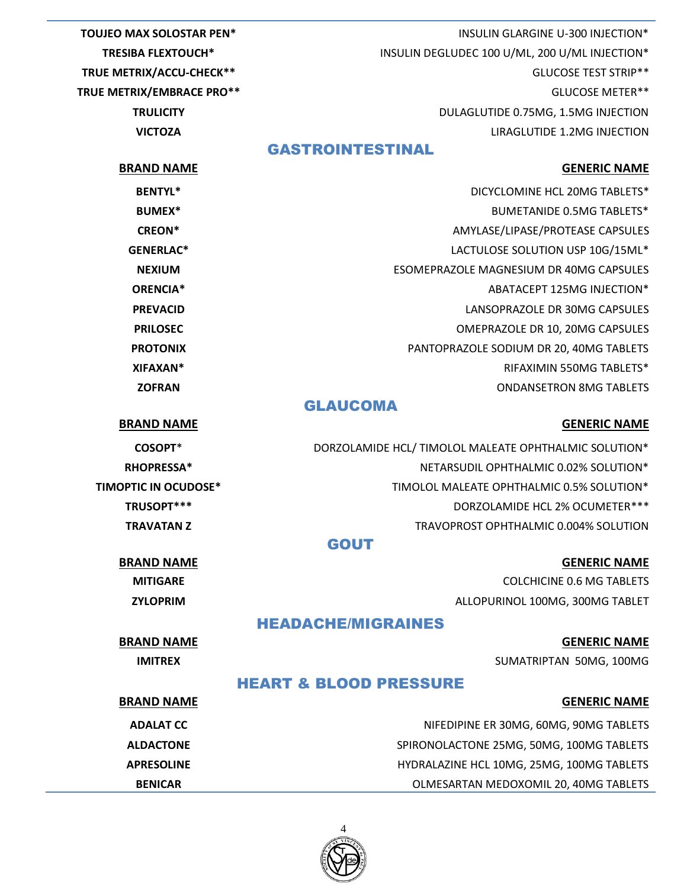| | |
|---|---|
| **TOUJEO MAX SOLOSTAR PEN*** | INSULIN GLARGINE U-300 INJECTION* |
| **TRESIBA FLEXTOUCH*** | INSULIN DEGLUDEC 100 U/ML, 200 U/ML INJECTION* |
| **TRUE METRIX/ACCU-CHECK**** | GLUCOSE TEST STRIP** |
| **TRUE METRIX/EMBRACE PRO**** | GLUCOSE METER** |
| **TRULICITY** | DULAGLUTIDE 0.75MG, 1.5MG INJECTION |
| **VICTOZA** | LIRAGLUTIDE 1.2MG INJECTION |

## GASTROINTESTINAL

| BRAND NAME | GENERIC NAME |
|---|---|
| **BENTYL*** | DICYCLOMINE HCL 20MG TABLETS* |
| **BUMEX*** | BUMETANIDE 0.5MG TABLETS* |
| **CREON*** | AMYLASE/LIPASE/PROTEASE CAPSULES |
| **GENERLAC*** | LACTULOSE SOLUTION USP 10G/15ML* |
| **NEXIUM** | ESOMEPRAZOLE MAGNESIUM DR 40MG CAPSULES |
| **ORENCIA*** | ABATACEPT 125MG INJECTION* |
| **PREVACID** | LANSOPRAZOLE DR 30MG CAPSULES |
| **PRILOSEC** | OMEPRAZOLE DR 10, 20MG CAPSULES |
| **PROTONIX** | PANTOPRAZOLE SODIUM DR 20, 40MG TABLETS |
| **XIFAXAN*** | RIFAXIMIN 550MG TABLETS* |
| **ZOFRAN** | ONDANSETRON 8MG TABLETS |

## GLAUCOMA

| BRAND NAME | GENERIC NAME |
|---|---|
| **COSOPT*** | DORZOLAMIDE HCL/ TIMOLOL MALEATE OPHTHALMIC SOLUTION* |
| **RHOPRESSA*** | NETARSUDIL OPHTHALMIC 0.02% SOLUTION* |
| **TIMOPTIC IN OCUDOSE*** | TIMOLOL MALEATE OPHTHALMIC 0.5% SOLUTION* |
| **TRUSOPT***** | DORZOLAMIDE HCL 2% OCUMETER*** |
| **TRAVATAN Z** | TRAVOPROST OPHTHALMIC 0.004% SOLUTION |

## GOUT

| BRAND NAME | GENERIC NAME |
|---|---|
| **MITIGARE** | COLCHICINE 0.6 MG TABLETS |
| **ZYLOPRIM** | ALLOPURINOL 100MG, 300MG TABLET |

## HEADACHE/MIGRAINES

| BRAND NAME | GENERIC NAME |
|---|---|
| **IMITREX** | SUMATRIPTAN 50MG, 100MG |

## HEART & BLOOD PRESSURE

| BRAND NAME | GENERIC NAME |
|---|---|
| **ADALAT CC** | NIFEDIPINE ER 30MG, 60MG, 90MG TABLETS |
| **ALDACTONE** | SPIRONOLACTONE 25MG, 50MG, 100MG TABLETS |
| **APRESOLINE** | HYDRALAZINE HCL 10MG, 25MG, 100MG TABLETS |
| **BENICAR** | OLMESARTAN MEDOXOMIL 20, 40MG TABLETS |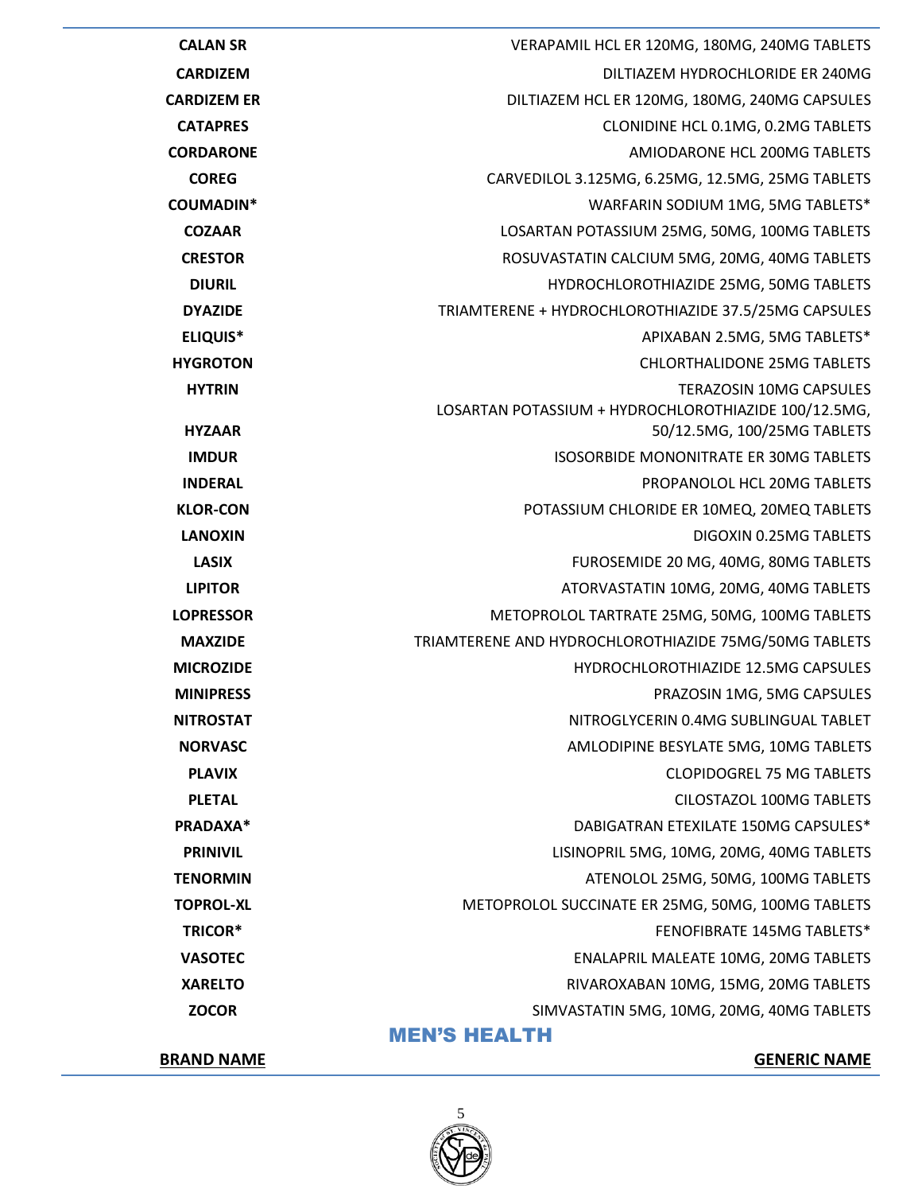| | |
|---|---|
| **CALAN SR** | VERAPAMIL HCL ER 120MG, 180MG, 240MG TABLETS |
| **CARDIZEM** | DILTIAZEM HYDROCHLORIDE ER 240MG |
| **CARDIZEM ER** | DILTIAZEM HCL ER 120MG, 180MG, 240MG CAPSULES |
| **CATAPRES** | CLONIDINE HCL 0.1MG, 0.2MG TABLETS |
| **CORDARONE** | AMIODARONE HCL 200MG TABLETS |
| **COREG** | CARVEDILOL 3.125MG, 6.25MG, 12.5MG, 25MG TABLETS |
| **COUMADIN*** | WARFARIN SODIUM 1MG, 5MG TABLETS* |
| **COZAAR** | LOSARTAN POTASSIUM 25MG, 50MG, 100MG TABLETS |
| **CRESTOR** | ROSUVASTATIN CALCIUM 5MG, 20MG, 40MG TABLETS |
| **DIURIL** | HYDROCHLOROTHIAZIDE 25MG, 50MG TABLETS |
| **DYAZIDE** | TRIAMTERENE + HYDROCHLOROTHIAZIDE 37.5/25MG CAPSULES |
| **ELIQUIS*** | APIXABAN 2.5MG, 5MG TABLETS* |
| **HYGROTON** | CHLORTHALIDONE 25MG TABLETS |
| **HYTRIN** | TERAZOSIN 10MG CAPSULES |
| **HYZAAR** | LOSARTAN POTASSIUM + HYDROCHLOROTHIAZIDE 100/12.5MG, 50/12.5MG, 100/25MG TABLETS |
| **IMDUR** | ISOSORBIDE MONONITRATE ER 30MG TABLETS |
| **INDERAL** | PROPANOLOL HCL 20MG TABLETS |
| **KLOR-CON** | POTASSIUM CHLORIDE ER 10MEQ, 20MEQ TABLETS |
| **LANOXIN** | DIGOXIN 0.25MG TABLETS |
| **LASIX** | FUROSEMIDE 20 MG, 40MG, 80MG TABLETS |
| **LIPITOR** | ATORVASTATIN 10MG, 20MG, 40MG TABLETS |
| **LOPRESSOR** | METOPROLOL TARTRATE 25MG, 50MG, 100MG TABLETS |
| **MAXZIDE** | TRIAMTERENE AND HYDROCHLOROTHIAZIDE 75MG/50MG TABLETS |
| **MICROZIDE** | HYDROCHLOROTHIAZIDE 12.5MG CAPSULES |
| **MINIPRESS** | PRAZOSIN 1MG, 5MG CAPSULES |
| **NITROSTAT** | NITROGLYCERIN 0.4MG SUBLINGUAL TABLET |
| **NORVASC** | AMLODIPINE BESYLATE 5MG, 10MG TABLETS |
| **PLAVIX** | CLOPIDOGREL 75 MG TABLETS |
| **PLETAL** | CILOSTAZOL 100MG TABLETS |
| **PRADAXA*** | DABIGATRAN ETEXILATE 150MG CAPSULES* |
| **PRINIVIL** | LISINOPRIL 5MG, 10MG, 20MG, 40MG TABLETS |
| **TENORMIN** | ATENOLOL 25MG, 50MG, 100MG TABLETS |
| **TOPROL-XL** | METOPROLOL SUCCINATE ER 25MG, 50MG, 100MG TABLETS |
| **TRICOR*** | FENOFIBRATE 145MG TABLETS* |
| **VASOTEC** | ENALAPRIL MALEATE 10MG, 20MG TABLETS |
| **XARELTO** | RIVAROXABAN 10MG, 15MG, 20MG TABLETS |
| **ZOCOR** | SIMVASTATIN 5MG, 10MG, 20MG, 40MG TABLETS |

## MEN'S HEALTH

| **BRAND NAME** | **GENERIC NAME** |
|---|---|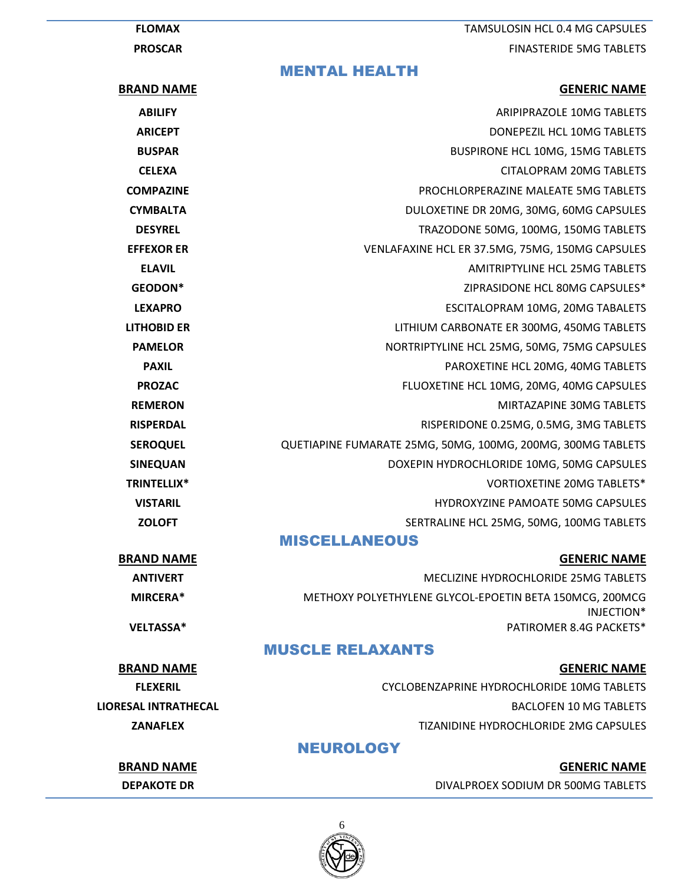| | |
|---|---|
| **FLOMAX** | TAMSULOSIN HCL 0.4 MG CAPSULES |
| **PROSCAR** | FINASTERIDE 5MG TABLETS |

## MENTAL HEALTH

| BRAND NAME | GENERIC NAME |
|---|---|
| **ABILIFY** | ARIPIPRAZOLE 10MG TABLETS |
| **ARICEPT** | DONEPEZIL HCL 10MG TABLETS |
| **BUSPAR** | BUSPIRONE HCL 10MG, 15MG TABLETS |
| **CELEXA** | CITALOPRAM 20MG TABLETS |
| **COMPAZINE** | PROCHLORPERAZINE MALEATE 5MG TABLETS |
| **CYMBALTA** | DULOXETINE DR 20MG, 30MG, 60MG CAPSULES |
| **DESYREL** | TRAZODONE 50MG, 100MG, 150MG TABLETS |
| **EFFEXOR ER** | VENLAFAXINE HCL ER 37.5MG, 75MG, 150MG CAPSULES |
| **ELAVIL** | AMITRIPTYLINE HCL 25MG TABLETS |
| **GEODON*** | ZIPRASIDONE HCL 80MG CAPSULES* |
| **LEXAPRO** | ESCITALOPRAM 10MG, 20MG TABALETS |
| **LITHOBID ER** | LITHIUM CARBONATE ER 300MG, 450MG TABLETS |
| **PAMELOR** | NORTRIPTYLINE HCL 25MG, 50MG, 75MG CAPSULES |
| **PAXIL** | PAROXETINE HCL 20MG, 40MG TABLETS |
| **PROZAC** | FLUOXETINE HCL 10MG, 20MG, 40MG CAPSULES |
| **REMERON** | MIRTAZAPINE 30MG TABLETS |
| **RISPERDAL** | RISPERIDONE 0.25MG, 0.5MG, 3MG TABLETS |
| **SEROQUEL** | QUETIAPINE FUMARATE 25MG, 50MG, 100MG, 200MG, 300MG TABLETS |
| **SINEQUAN** | DOXEPIN HYDROCHLORIDE 10MG, 50MG CAPSULES |
| **TRINTELLIX*** | VORTIOXETINE 20MG TABLETS* |
| **VISTARIL** | HYDROXYZINE PAMOATE 50MG CAPSULES |
| **ZOLOFT** | SERTRALINE HCL 25MG, 50MG, 100MG TABLETS |

## MISCELLANEOUS

| BRAND NAME | GENERIC NAME |
|---|---|
| **ANTIVERT** | MECLIZINE HYDROCHLORIDE 25MG TABLETS |
| **MIRCERA*** | METHOXY POLYETHYLENE GLYCOL-EPOETIN BETA 150MCG, 200MCG INJECTION* |
| **VELTASSA*** | PATIROMER 8.4G PACKETS* |

## MUSCLE RELAXANTS

| BRAND NAME | GENERIC NAME |
|---|---|
| **FLEXERIL** | CYCLOBENZAPRINE HYDROCHLORIDE 10MG TABLETS |
| **LIORESAL INTRATHECAL** | BACLOFEN 10 MG TABLETS |
| **ZANAFLEX** | TIZANIDINE HYDROCHLORIDE 2MG CAPSULES |

## NEUROLOGY

| BRAND NAME | GENERIC NAME |
|---|---|
| **DEPAKOTE DR** | DIVALPROEX SODIUM DR 500MG TABLETS |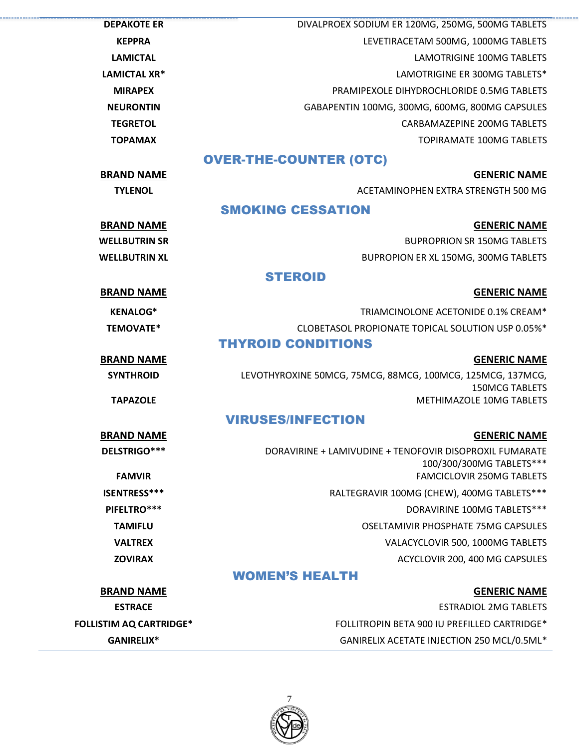| | |
|---|---|
| DEPAKOTE ER | DIVALPROEX SODIUM ER 120MG, 250MG, 500MG TABLETS |
| KEPPRA | LEVETIRACETAM 500MG, 1000MG TABLETS |
| LAMICTAL | LAMOTRIGINE 100MG TABLETS |
| LAMICTAL XR* | LAMOTRIGINE ER 300MG TABLETS* |
| MIRAPEX | PRAMIPEXOLE DIHYDROCHLORIDE 0.5MG TABLETS |
| NEURONTIN | GABAPENTIN 100MG, 300MG, 600MG, 800MG CAPSULES |
| TEGRETOL | CARBAMAZEPINE 200MG TABLETS |
| TOPAMAX | TOPIRAMATE 100MG TABLETS |

## OVER-THE-COUNTER (OTC)

| BRAND NAME | GENERIC NAME |
|---|---|
| TYLENOL | ACETAMINOPHEN EXTRA STRENGTH 500 MG |

## SMOKING CESSATION

| BRAND NAME | GENERIC NAME |
|---|---|
| WELLBUTRIN SR | BUPROPRION SR 150MG TABLETS |
| WELLBUTRIN XL | BUPROPION ER XL 150MG, 300MG TABLETS |

## STEROID

| BRAND NAME | GENERIC NAME |
|---|---|
| KENALOG* | TRIAMCINOLONE ACETONIDE 0.1% CREAM* |
| TEMOVATE* | CLOBETASOL PROPIONATE TOPICAL SOLUTION USP 0.05%* |

## THYROID CONDITIONS

| BRAND NAME | GENERIC NAME |
|---|---|
| SYNTHROID | LEVOTHYROXINE 50MCG, 75MCG, 88MCG, 100MCG, 125MCG, 137MCG, 150MCG TABLETS |
| TAPAZOLE | METHIMAZOLE 10MG TABLETS |

## VIRUSES/INFECTION

| BRAND NAME | GENERIC NAME |
|---|---|
| DELSTRIGO*** | DORAVIRINE + LAMIVUDINE + TENOFOVIR DISOPROXIL FUMARATE 100/300/300MG TABLETS*** |
| FAMVIR | FAMCICLOVIR 250MG TABLETS |
| ISENTRESS*** | RALTEGRAVIR 100MG (CHEW), 400MG TABLETS*** |
| PIFELTRO*** | DORAVIRINE 100MG TABLETS*** |
| TAMIFLU | OSELTAMIVIR PHOSPHATE 75MG CAPSULES |
| VALTREX | VALACYCLOVIR 500, 1000MG TABLETS |
| ZOVIRAX | ACYCLOVIR 200, 400 MG CAPSULES |

## WOMEN'S HEALTH

| BRAND NAME | GENERIC NAME |
|---|---|
| ESTRACE | ESTRADIOL 2MG TABLETS |
| FOLLISTIM AQ CARTRIDGE* | FOLLITROPIN BETA 900 IU PREFILLED CARTRIDGE* |
| GANIRELIX* | GANIRELIX ACETATE INJECTION 250 MCL/0.5ML* |